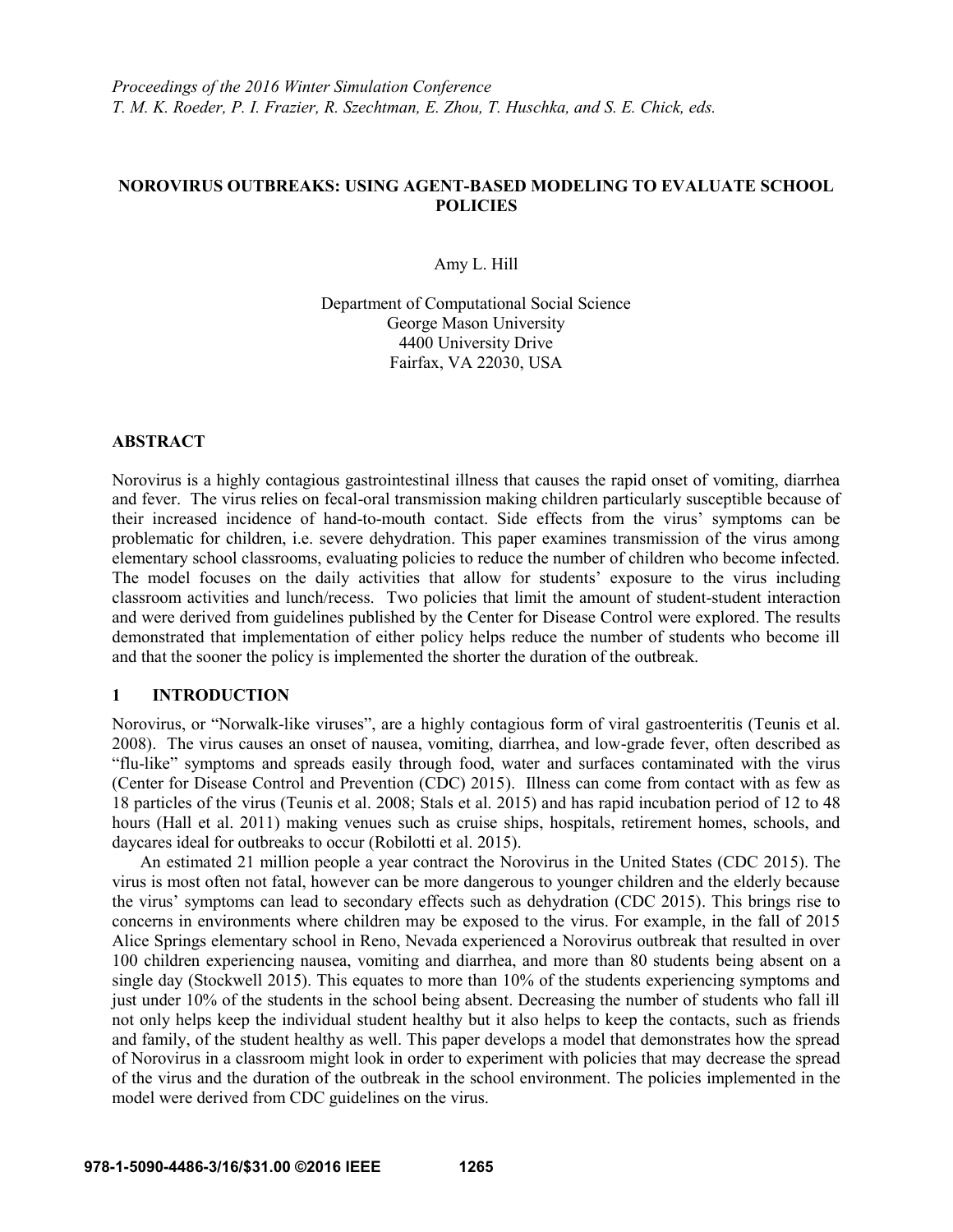*Proceedings of the 2016 Winter Simulation Conference*
*T. M. K. Roeder, P. I. Frazier, R. Szechtman, E. Zhou, T. Huschka, and S. E. Chick, eds.*

# NOROVIRUS OUTBREAKS: USING AGENT-BASED MODELING TO EVALUATE SCHOOL POLICIES

Amy L. Hill

Department of Computational Social Science
George Mason University
4400 University Drive
Fairfax, VA 22030, USA

## ABSTRACT

Norovirus is a highly contagious gastrointestinal illness that causes the rapid onset of vomiting, diarrhea and fever. The virus relies on fecal-oral transmission making children particularly susceptible because of their increased incidence of hand-to-mouth contact. Side effects from the virus' symptoms can be problematic for children, i.e. severe dehydration. This paper examines transmission of the virus among elementary school classrooms, evaluating policies to reduce the number of children who become infected. The model focuses on the daily activities that allow for students' exposure to the virus including classroom activities and lunch/recess. Two policies that limit the amount of student-student interaction and were derived from guidelines published by the Center for Disease Control were explored. The results demonstrated that implementation of either policy helps reduce the number of students who become ill and that the sooner the policy is implemented the shorter the duration of the outbreak.

## 1 INTRODUCTION

Norovirus, or "Norwalk-like viruses", are a highly contagious form of viral gastroenteritis (Teunis et al. 2008). The virus causes an onset of nausea, vomiting, diarrhea, and low-grade fever, often described as "flu-like" symptoms and spreads easily through food, water and surfaces contaminated with the virus (Center for Disease Control and Prevention (CDC) 2015). Illness can come from contact with as few as 18 particles of the virus (Teunis et al. 2008; Stals et al. 2015) and has rapid incubation period of 12 to 48 hours (Hall et al. 2011) making venues such as cruise ships, hospitals, retirement homes, schools, and daycares ideal for outbreaks to occur (Robilotti et al. 2015).

An estimated 21 million people a year contract the Norovirus in the United States (CDC 2015). The virus is most often not fatal, however can be more dangerous to younger children and the elderly because the virus' symptoms can lead to secondary effects such as dehydration (CDC 2015). This brings rise to concerns in environments where children may be exposed to the virus. For example, in the fall of 2015 Alice Springs elementary school in Reno, Nevada experienced a Norovirus outbreak that resulted in over 100 children experiencing nausea, vomiting and diarrhea, and more than 80 students being absent on a single day (Stockwell 2015). This equates to more than 10% of the students experiencing symptoms and just under 10% of the students in the school being absent. Decreasing the number of students who fall ill not only helps keep the individual student healthy but it also helps to keep the contacts, such as friends and family, of the student healthy as well. This paper develops a model that demonstrates how the spread of Norovirus in a classroom might look in order to experiment with policies that may decrease the spread of the virus and the duration of the outbreak in the school environment. The policies implemented in the model were derived from CDC guidelines on the virus.

**978-1-5090-4486-3/16/$31.00 ©2016 IEEE**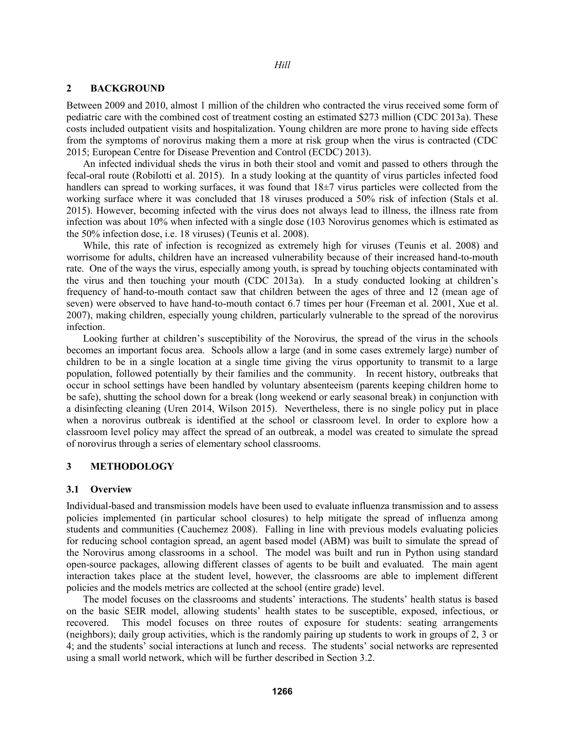## 2 BACKGROUND

Between 2009 and 2010, almost 1 million of the children who contracted the virus received some form of pediatric care with the combined cost of treatment costing an estimated $273 million (CDC 2013a). These costs included outpatient visits and hospitalization. Young children are more prone to having side effects from the symptoms of norovirus making them a more at risk group when the virus is contracted (CDC 2015; European Centre for Disease Prevention and Control (ECDC) 2013).

An infected individual sheds the virus in both their stool and vomit and passed to others through the fecal-oral route (Robilotti et al. 2015). In a study looking at the quantity of virus particles infected food handlers can spread to working surfaces, it was found that 18±7 virus particles were collected from the working surface where it was concluded that 18 viruses produced a 50% risk of infection (Stals et al. 2015). However, becoming infected with the virus does not always lead to illness, the illness rate from infection was about 10% when infected with a single dose (103 Norovirus genomes which is estimated as the 50% infection dose, i.e. 18 viruses) (Teunis et al. 2008).

While, this rate of infection is recognized as extremely high for viruses (Teunis et al. 2008) and worrisome for adults, children have an increased vulnerability because of their increased hand-to-mouth rate. One of the ways the virus, especially among youth, is spread by touching objects contaminated with the virus and then touching your mouth (CDC 2013a). In a study conducted looking at children's frequency of hand-to-mouth contact saw that children between the ages of three and 12 (mean age of seven) were observed to have hand-to-mouth contact 6.7 times per hour (Freeman et al. 2001, Xue et al. 2007), making children, especially young children, particularly vulnerable to the spread of the norovirus infection.

Looking further at children's susceptibility of the Norovirus, the spread of the virus in the schools becomes an important focus area. Schools allow a large (and in some cases extremely large) number of children to be in a single location at a single time giving the virus opportunity to transmit to a large population, followed potentially by their families and the community. In recent history, outbreaks that occur in school settings have been handled by voluntary absenteeism (parents keeping children home to be safe), shutting the school down for a break (long weekend or early seasonal break) in conjunction with a disinfecting cleaning (Uren 2014, Wilson 2015). Nevertheless, there is no single policy put in place when a norovirus outbreak is identified at the school or classroom level. In order to explore how a classroom level policy may affect the spread of an outbreak, a model was created to simulate the spread of norovirus through a series of elementary school classrooms.

## 3 METHODOLOGY

### 3.1 Overview

Individual-based and transmission models have been used to evaluate influenza transmission and to assess policies implemented (in particular school closures) to help mitigate the spread of influenza among students and communities (Cauchemez 2008). Falling in line with previous models evaluating policies for reducing school contagion spread, an agent based model (ABM) was built to simulate the spread of the Norovirus among classrooms in a school. The model was built and run in Python using standard open-source packages, allowing different classes of agents to be built and evaluated. The main agent interaction takes place at the student level, however, the classrooms are able to implement different policies and the models metrics are collected at the school (entire grade) level.

The model focuses on the classrooms and students' interactions. The students' health status is based on the basic SEIR model, allowing students' health states to be susceptible, exposed, infectious, or recovered. This model focuses on three routes of exposure for students: seating arrangements (neighbors); daily group activities, which is the randomly pairing up students to work in groups of 2, 3 or 4; and the students' social interactions at lunch and recess. The students' social networks are represented using a small world network, which will be further described in Section 3.2.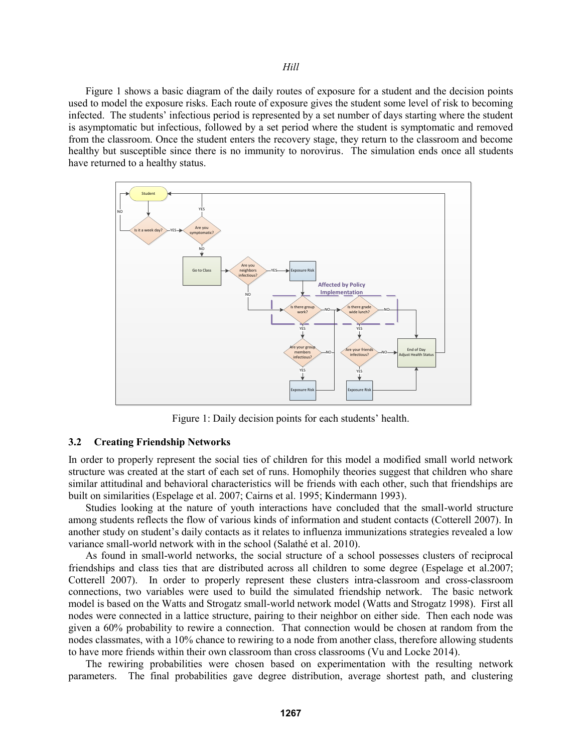Figure 1 shows a basic diagram of the daily routes of exposure for a student and the decision points used to model the exposure risks. Each route of exposure gives the student some level of risk to becoming infected. The students' infectious period is represented by a set number of days starting where the student is asymptomatic but infectious, followed by a set period where the student is symptomatic and removed from the classroom. Once the student enters the recovery stage, they return to the classroom and become healthy but susceptible since there is no immunity to norovirus. The simulation ends once all students have returned to a healthy status.

Figure 1: Daily decision points for each students' health.

## 3.2 Creating Friendship Networks

In order to properly represent the social ties of children for this model a modified small world network structure was created at the start of each set of runs. Homophily theories suggest that children who share similar attitudinal and behavioral characteristics will be friends with each other, such that friendships are built on similarities (Espelage et al. 2007; Cairns et al. 1995; Kindermann 1993).

Studies looking at the nature of youth interactions have concluded that the small-world structure among students reflects the flow of various kinds of information and student contacts (Cotterell 2007). In another study on student's daily contacts as it relates to influenza immunizations strategies revealed a low variance small-world network with in the school (Salathé et al. 2010).

As found in small-world networks, the social structure of a school possesses clusters of reciprocal friendships and class ties that are distributed across all children to some degree (Espelage et al.2007; Cotterell 2007). In order to properly represent these clusters intra-classroom and cross-classroom connections, two variables were used to build the simulated friendship network. The basic network model is based on the Watts and Strogatz small-world network model (Watts and Strogatz 1998). First all nodes were connected in a lattice structure, pairing to their neighbor on either side. Then each node was given a 60% probability to rewire a connection. That connection would be chosen at random from the nodes classmates, with a 10% chance to rewiring to a node from another class, therefore allowing students to have more friends within their own classroom than cross classrooms (Vu and Locke 2014).

The rewiring probabilities were chosen based on experimentation with the resulting network parameters. The final probabilities gave degree distribution, average shortest path, and clustering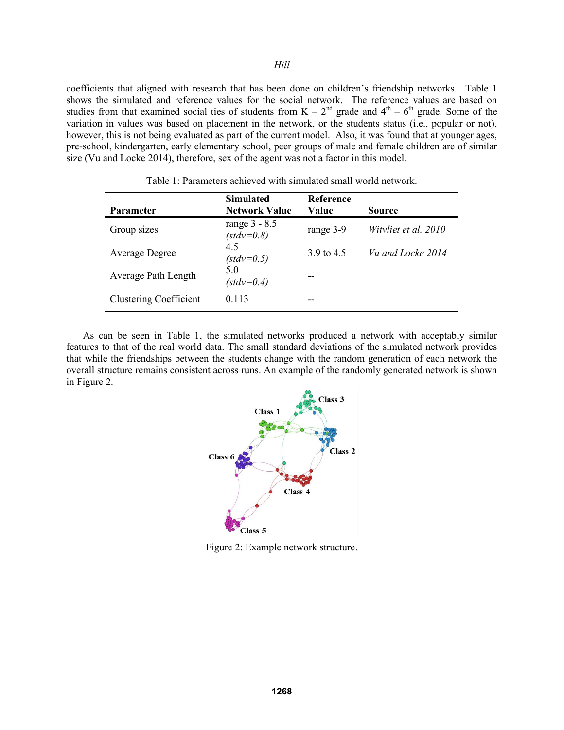coefficients that aligned with research that has been done on children's friendship networks. Table 1 shows the simulated and reference values for the social network. The reference values are based on studies from that examined social ties of students from K – 2nd grade and 4th – 6th grade. Some of the variation in values was based on placement in the network, or the students status (i.e., popular or not), however, this is not being evaluated as part of the current model. Also, it was found that at younger ages, pre-school, kindergarten, early elementary school, peer groups of male and female children are of similar size (Vu and Locke 2014), therefore, sex of the agent was not a factor in this model.

Table 1: Parameters achieved with simulated small world network.

| Parameter | Simulated Network Value | Reference Value | Source |
|---|---|---|---|
| Group sizes | range 3 - 8.5 *(stdv=0.8)* | range 3-9 | *Witvliet et al. 2010* |
| Average Degree | 4.5 *(stdv=0.5)* | 3.9 to 4.5 | *Vu and Locke 2014* |
| Average Path Length | 5.0 *(stdv=0.4)* | -- | |
| Clustering Coefficient | 0.113 | -- | |

As can be seen in Table 1, the simulated networks produced a network with acceptably similar features to that of the real world data. The small standard deviations of the simulated network provides that while the friendships between the students change with the random generation of each network the overall structure remains consistent across runs. An example of the randomly generated network is shown in Figure 2.

Figure 2: Example network structure.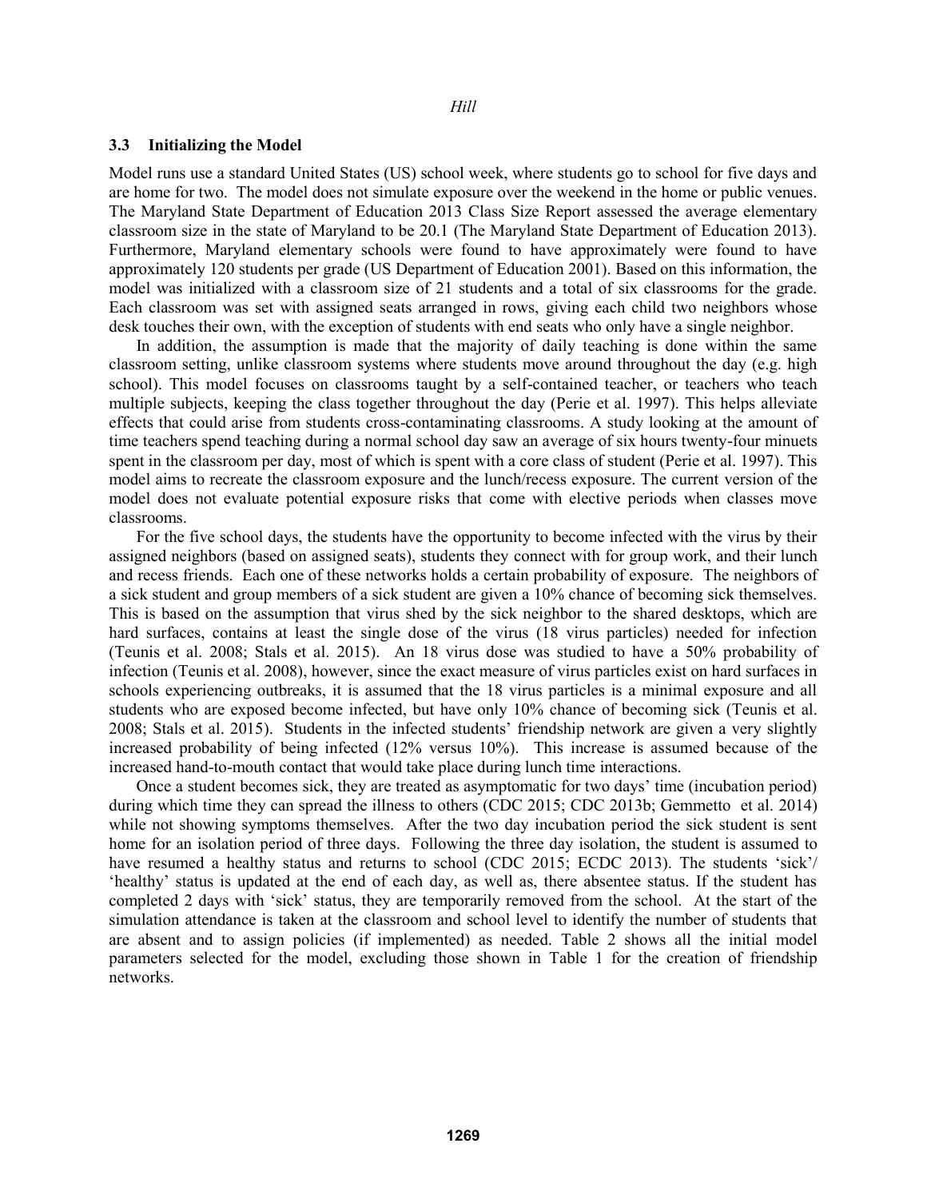### 3.3 Initializing the Model

Model runs use a standard United States (US) school week, where students go to school for five days and are home for two. The model does not simulate exposure over the weekend in the home or public venues. The Maryland State Department of Education 2013 Class Size Report assessed the average elementary classroom size in the state of Maryland to be 20.1 (The Maryland State Department of Education 2013). Furthermore, Maryland elementary schools were found to have approximately were found to have approximately 120 students per grade (US Department of Education 2001). Based on this information, the model was initialized with a classroom size of 21 students and a total of six classrooms for the grade. Each classroom was set with assigned seats arranged in rows, giving each child two neighbors whose desk touches their own, with the exception of students with end seats who only have a single neighbor.

In addition, the assumption is made that the majority of daily teaching is done within the same classroom setting, unlike classroom systems where students move around throughout the day (e.g. high school). This model focuses on classrooms taught by a self-contained teacher, or teachers who teach multiple subjects, keeping the class together throughout the day (Perie et al. 1997). This helps alleviate effects that could arise from students cross-contaminating classrooms. A study looking at the amount of time teachers spend teaching during a normal school day saw an average of six hours twenty-four minuets spent in the classroom per day, most of which is spent with a core class of student (Perie et al. 1997). This model aims to recreate the classroom exposure and the lunch/recess exposure. The current version of the model does not evaluate potential exposure risks that come with elective periods when classes move classrooms.

For the five school days, the students have the opportunity to become infected with the virus by their assigned neighbors (based on assigned seats), students they connect with for group work, and their lunch and recess friends. Each one of these networks holds a certain probability of exposure. The neighbors of a sick student and group members of a sick student are given a 10% chance of becoming sick themselves. This is based on the assumption that virus shed by the sick neighbor to the shared desktops, which are hard surfaces, contains at least the single dose of the virus (18 virus particles) needed for infection (Teunis et al. 2008; Stals et al. 2015). An 18 virus dose was studied to have a 50% probability of infection (Teunis et al. 2008), however, since the exact measure of virus particles exist on hard surfaces in schools experiencing outbreaks, it is assumed that the 18 virus particles is a minimal exposure and all students who are exposed become infected, but have only 10% chance of becoming sick (Teunis et al. 2008; Stals et al. 2015). Students in the infected students' friendship network are given a very slightly increased probability of being infected (12% versus 10%). This increase is assumed because of the increased hand-to-mouth contact that would take place during lunch time interactions.

Once a student becomes sick, they are treated as asymptomatic for two days' time (incubation period) during which time they can spread the illness to others (CDC 2015; CDC 2013b; Gemmetto et al. 2014) while not showing symptoms themselves. After the two day incubation period the sick student is sent home for an isolation period of three days. Following the three day isolation, the student is assumed to have resumed a healthy status and returns to school (CDC 2015; ECDC 2013). The students 'sick'/ 'healthy' status is updated at the end of each day, as well as, there absentee status. If the student has completed 2 days with 'sick' status, they are temporarily removed from the school. At the start of the simulation attendance is taken at the classroom and school level to identify the number of students that are absent and to assign policies (if implemented) as needed. Table 2 shows all the initial model parameters selected for the model, excluding those shown in Table 1 for the creation of friendship networks.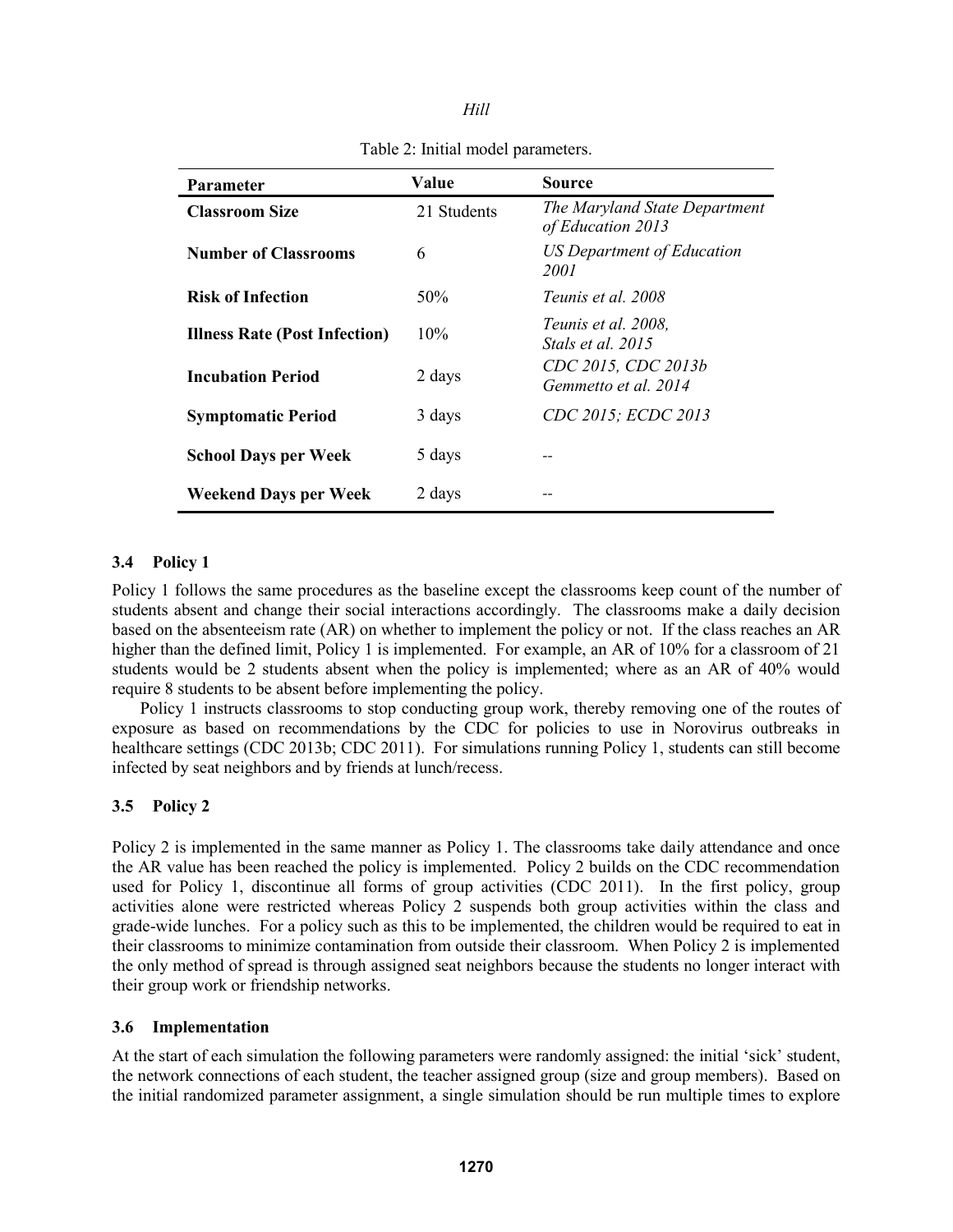Table 2: Initial model parameters.

| Parameter | Value | Source |
| --- | --- | --- |
| **Classroom Size** | 21 Students | *The Maryland State Department of Education 2013* |
| **Number of Classrooms** | 6 | *US Department of Education 2001* |
| **Risk of Infection** | 50% | *Teunis et al. 2008* |
| **Illness Rate (Post Infection)** | 10% | *Teunis et al. 2008, Stals et al. 2015* |
| **Incubation Period** | 2 days | *CDC 2015, CDC 2013b Gemmetto et al. 2014* |
| **Symptomatic Period** | 3 days | *CDC 2015; ECDC 2013* |
| **School Days per Week** | 5 days | -- |
| **Weekend Days per Week** | 2 days | -- |

### 3.4 Policy 1

Policy 1 follows the same procedures as the baseline except the classrooms keep count of the number of students absent and change their social interactions accordingly. The classrooms make a daily decision based on the absenteeism rate (AR) on whether to implement the policy or not. If the class reaches an AR higher than the defined limit, Policy 1 is implemented. For example, an AR of 10% for a classroom of 21 students would be 2 students absent when the policy is implemented; where as an AR of 40% would require 8 students to be absent before implementing the policy.

Policy 1 instructs classrooms to stop conducting group work, thereby removing one of the routes of exposure as based on recommendations by the CDC for policies to use in Norovirus outbreaks in healthcare settings (CDC 2013b; CDC 2011). For simulations running Policy 1, students can still become infected by seat neighbors and by friends at lunch/recess.

### 3.5 Policy 2

Policy 2 is implemented in the same manner as Policy 1. The classrooms take daily attendance and once the AR value has been reached the policy is implemented. Policy 2 builds on the CDC recommendation used for Policy 1, discontinue all forms of group activities (CDC 2011). In the first policy, group activities alone were restricted whereas Policy 2 suspends both group activities within the class and grade-wide lunches. For a policy such as this to be implemented, the children would be required to eat in their classrooms to minimize contamination from outside their classroom. When Policy 2 is implemented the only method of spread is through assigned seat neighbors because the students no longer interact with their group work or friendship networks.

### 3.6 Implementation

At the start of each simulation the following parameters were randomly assigned: the initial 'sick' student, the network connections of each student, the teacher assigned group (size and group members). Based on the initial randomized parameter assignment, a single simulation should be run multiple times to explore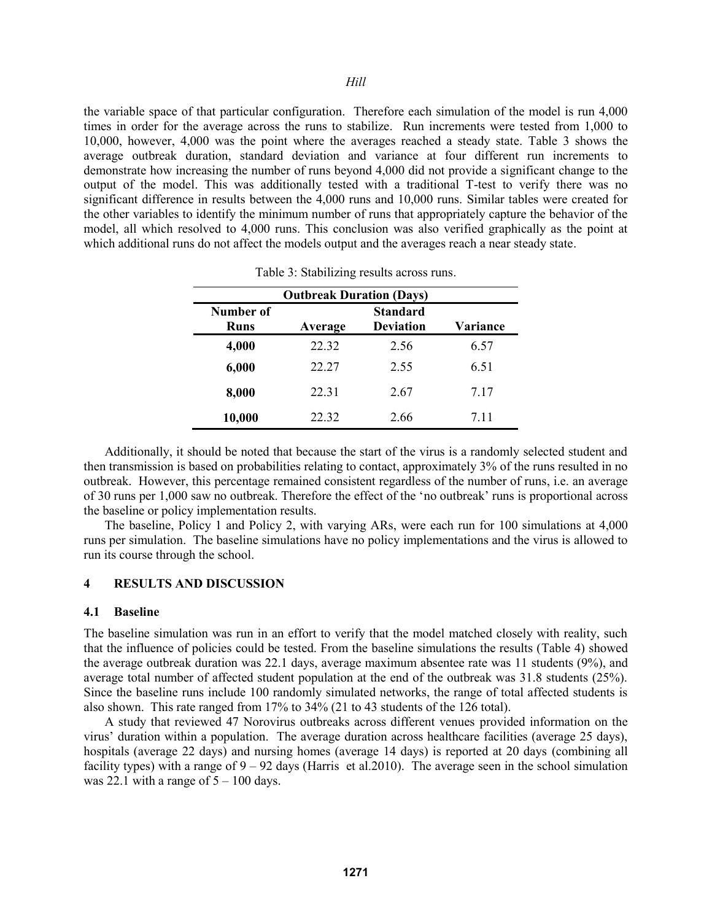the variable space of that particular configuration. Therefore each simulation of the model is run 4,000 times in order for the average across the runs to stabilize. Run increments were tested from 1,000 to 10,000, however, 4,000 was the point where the averages reached a steady state. Table 3 shows the average outbreak duration, standard deviation and variance at four different run increments to demonstrate how increasing the number of runs beyond 4,000 did not provide a significant change to the output of the model. This was additionally tested with a traditional T-test to verify there was no significant difference in results between the 4,000 runs and 10,000 runs. Similar tables were created for the other variables to identify the minimum number of runs that appropriately capture the behavior of the model, all which resolved to 4,000 runs. This conclusion was also verified graphically as the point at which additional runs do not affect the models output and the averages reach a near steady state.

Table 3: Stabilizing results across runs.

| Outbreak Duration (Days) | | | |
|---|---|---|---|
| **Number of Runs** | **Average** | **Standard Deviation** | **Variance** |
| **4,000** | 22.32 | 2.56 | 6.57 |
| **6,000** | 22.27 | 2.55 | 6.51 |
| **8,000** | 22.31 | 2.67 | 7.17 |
| **10,000** | 22.32 | 2.66 | 7.11 |

Additionally, it should be noted that because the start of the virus is a randomly selected student and then transmission is based on probabilities relating to contact, approximately 3% of the runs resulted in no outbreak. However, this percentage remained consistent regardless of the number of runs, i.e. an average of 30 runs per 1,000 saw no outbreak. Therefore the effect of the 'no outbreak' runs is proportional across the baseline or policy implementation results.

The baseline, Policy 1 and Policy 2, with varying ARs, were each run for 100 simulations at 4,000 runs per simulation. The baseline simulations have no policy implementations and the virus is allowed to run its course through the school.

## 4 RESULTS AND DISCUSSION

### 4.1 Baseline

The baseline simulation was run in an effort to verify that the model matched closely with reality, such that the influence of policies could be tested. From the baseline simulations the results (Table 4) showed the average outbreak duration was 22.1 days, average maximum absentee rate was 11 students (9%), and average total number of affected student population at the end of the outbreak was 31.8 students (25%). Since the baseline runs include 100 randomly simulated networks, the range of total affected students is also shown. This rate ranged from 17% to 34% (21 to 43 students of the 126 total).

A study that reviewed 47 Norovirus outbreaks across different venues provided information on the virus' duration within a population. The average duration across healthcare facilities (average 25 days), hospitals (average 22 days) and nursing homes (average 14 days) is reported at 20 days (combining all facility types) with a range of 9 – 92 days (Harris et al.2010). The average seen in the school simulation was 22.1 with a range of 5 – 100 days.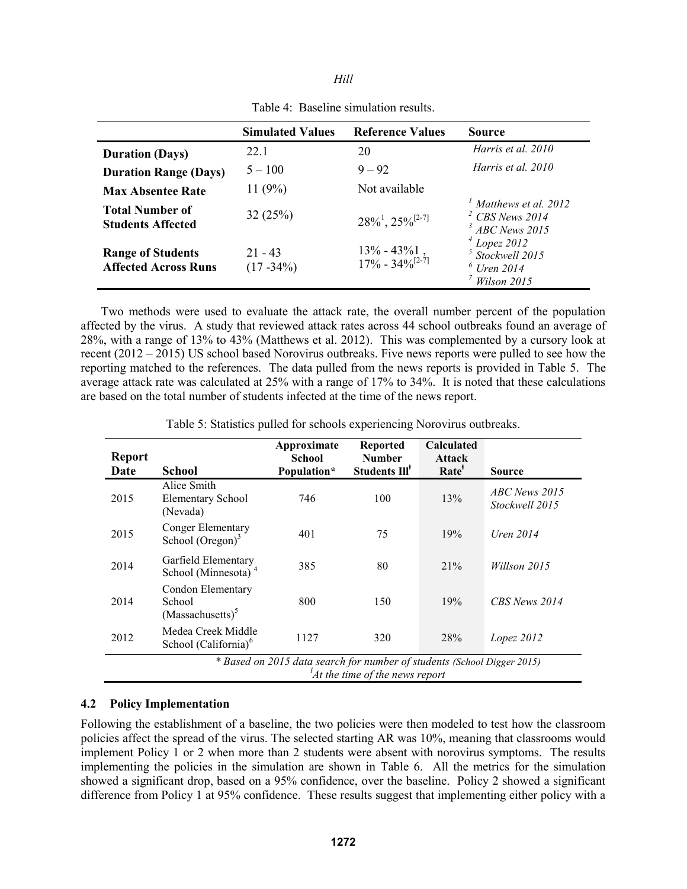Table 4: Baseline simulation results.

| | Simulated Values | Reference Values | Source |
|---|---|---|---|
| **Duration (Days)** | 22.1 | 20 | *Harris et al. 2010* |
| **Duration Range (Days)** | 5 – 100 | 9 – 92 | *Harris et al. 2010* |
| **Max Absentee Rate** | 11 (9%) | Not available | |
| **Total Number of Students Affected** | 32 (25%) | 28%[1], 25%[2-7] | [1] *Matthews et al. 2012* [2] *CBS News 2014* [3] *ABC News 2015* |
| **Range of Students Affected Across Runs** | 21 - 43 (17 -34%) | 13% - 43%1 , 17% - 34%[2-7] | [4] *Lopez 2012* [5] *Stockwell 2015* [6] *Uren 2014* [7] *Wilson 2015* |

Two methods were used to evaluate the attack rate, the overall number percent of the population affected by the virus. A study that reviewed attack rates across 44 school outbreaks found an average of 28%, with a range of 13% to 43% (Matthews et al. 2012). This was complemented by a cursory look at recent (2012 – 2015) US school based Norovirus outbreaks. Five news reports were pulled to see how the reporting matched to the references. The data pulled from the news reports is provided in Table 5. The average attack rate was calculated at 25% with a range of 17% to 34%. It is noted that these calculations are based on the total number of students infected at the time of the news report.

Table 5: Statistics pulled for schools experiencing Norovirus outbreaks.

| Report Date | School | Approximate School Population* | Reported Number Students Ill[ǂ] | Calculated Attack Rate[ǂ] | Source |
|---|---|---|---|---|---|
| 2015 | Alice Smith Elementary School (Nevada) | 746 | 100 | 13% | *ABC News 2015 Stockwell 2015* |
| 2015 | Conger Elementary School (Oregon)[3] | 401 | 75 | 19% | *Uren 2014* |
| 2014 | Garfield Elementary School (Minnesota) [4] | 385 | 80 | 21% | *Willson 2015* |
| 2014 | Condon Elementary School (Massachusetts)[5] | 800 | 150 | 19% | *CBS News 2014* |
| 2012 | Medea Creek Middle School (California)[6] | 1127 | 320 | 28% | *Lopez 2012* |

*\* Based on 2015 data search for number of students (School Digger 2015)*
*[ǂ]At the time of the news report*

### 4.2 Policy Implementation

Following the establishment of a baseline, the two policies were then modeled to test how the classroom policies affect the spread of the virus. The selected starting AR was 10%, meaning that classrooms would implement Policy 1 or 2 when more than 2 students were absent with norovirus symptoms. The results implementing the policies in the simulation are shown in Table 6. All the metrics for the simulation showed a significant drop, based on a 95% confidence, over the baseline. Policy 2 showed a significant difference from Policy 1 at 95% confidence. These results suggest that implementing either policy with a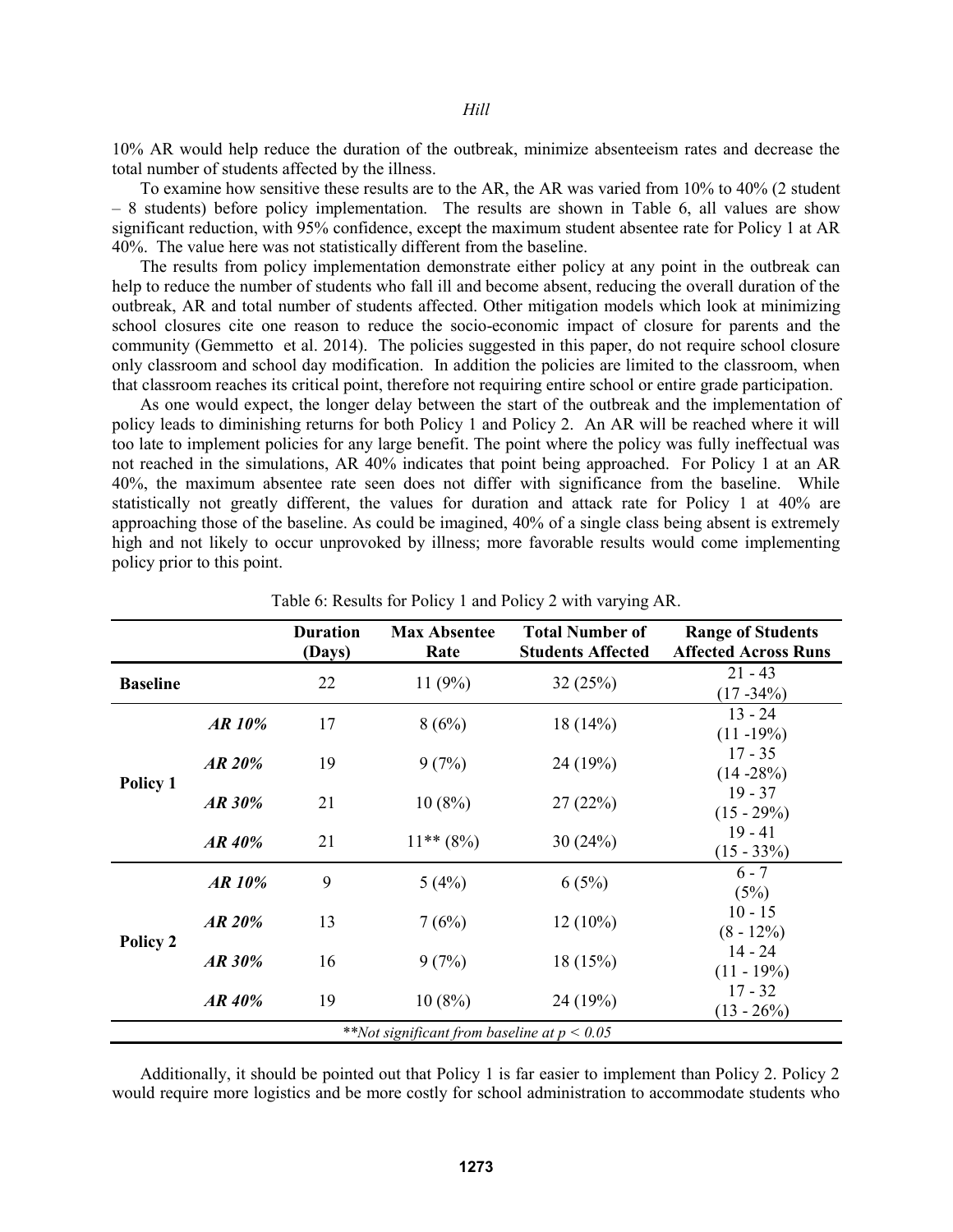10% AR would help reduce the duration of the outbreak, minimize absenteeism rates and decrease the total number of students affected by the illness.

To examine how sensitive these results are to the AR, the AR was varied from 10% to 40% (2 student – 8 students) before policy implementation. The results are shown in Table 6, all values are show significant reduction, with 95% confidence, except the maximum student absentee rate for Policy 1 at AR 40%. The value here was not statistically different from the baseline.

The results from policy implementation demonstrate either policy at any point in the outbreak can help to reduce the number of students who fall ill and become absent, reducing the overall duration of the outbreak, AR and total number of students affected. Other mitigation models which look at minimizing school closures cite one reason to reduce the socio-economic impact of closure for parents and the community (Gemmetto et al. 2014). The policies suggested in this paper, do not require school closure only classroom and school day modification. In addition the policies are limited to the classroom, when that classroom reaches its critical point, therefore not requiring entire school or entire grade participation.

As one would expect, the longer delay between the start of the outbreak and the implementation of policy leads to diminishing returns for both Policy 1 and Policy 2. An AR will be reached where it will too late to implement policies for any large benefit. The point where the policy was fully ineffectual was not reached in the simulations, AR 40% indicates that point being approached. For Policy 1 at an AR 40%, the maximum absentee rate seen does not differ with significance from the baseline. While statistically not greatly different, the values for duration and attack rate for Policy 1 at 40% are approaching those of the baseline. As could be imagined, 40% of a single class being absent is extremely high and not likely to occur unprovoked by illness; more favorable results would come implementing policy prior to this point.

Table 6: Results for Policy 1 and Policy 2 with varying AR.

| | | Duration (Days) | Max Absentee Rate | Total Number of Students Affected | Range of Students Affected Across Runs |
|---|---|---|---|---|---|
| **Baseline** | | 22 | 11 (9%) | 32 (25%) | 21 - 43 (17 -34%) |
| **Policy 1** | ***AR 10%*** | 17 | 8 (6%) | 18 (14%) | 13 - 24 (11 -19%) |
| | ***AR 20%*** | 19 | 9 (7%) | 24 (19%) | 17 - 35 (14 -28%) |
| | ***AR 30%*** | 21 | 10 (8%) | 27 (22%) | 19 - 37 (15 - 29%) |
| | ***AR 40%*** | 21 | 11** (8%) | 30 (24%) | 19 - 41 (15 - 33%) |
| **Policy 2** | ***AR 10%*** | 9 | 5 (4%) | 6 (5%) | 6 - 7 (5%) |
| | ***AR 20%*** | 13 | 7 (6%) | 12 (10%) | 10 - 15 (8 - 12%) |
| | ***AR 30%*** | 16 | 9 (7%) | 18 (15%) | 14 - 24 (11 - 19%) |
| | ***AR 40%*** | 19 | 10 (8%) | 24 (19%) | 17 - 32 (13 - 26%) |

*\*\*Not significant from baseline at $p < 0.05$*

Additionally, it should be pointed out that Policy 1 is far easier to implement than Policy 2. Policy 2 would require more logistics and be more costly for school administration to accommodate students who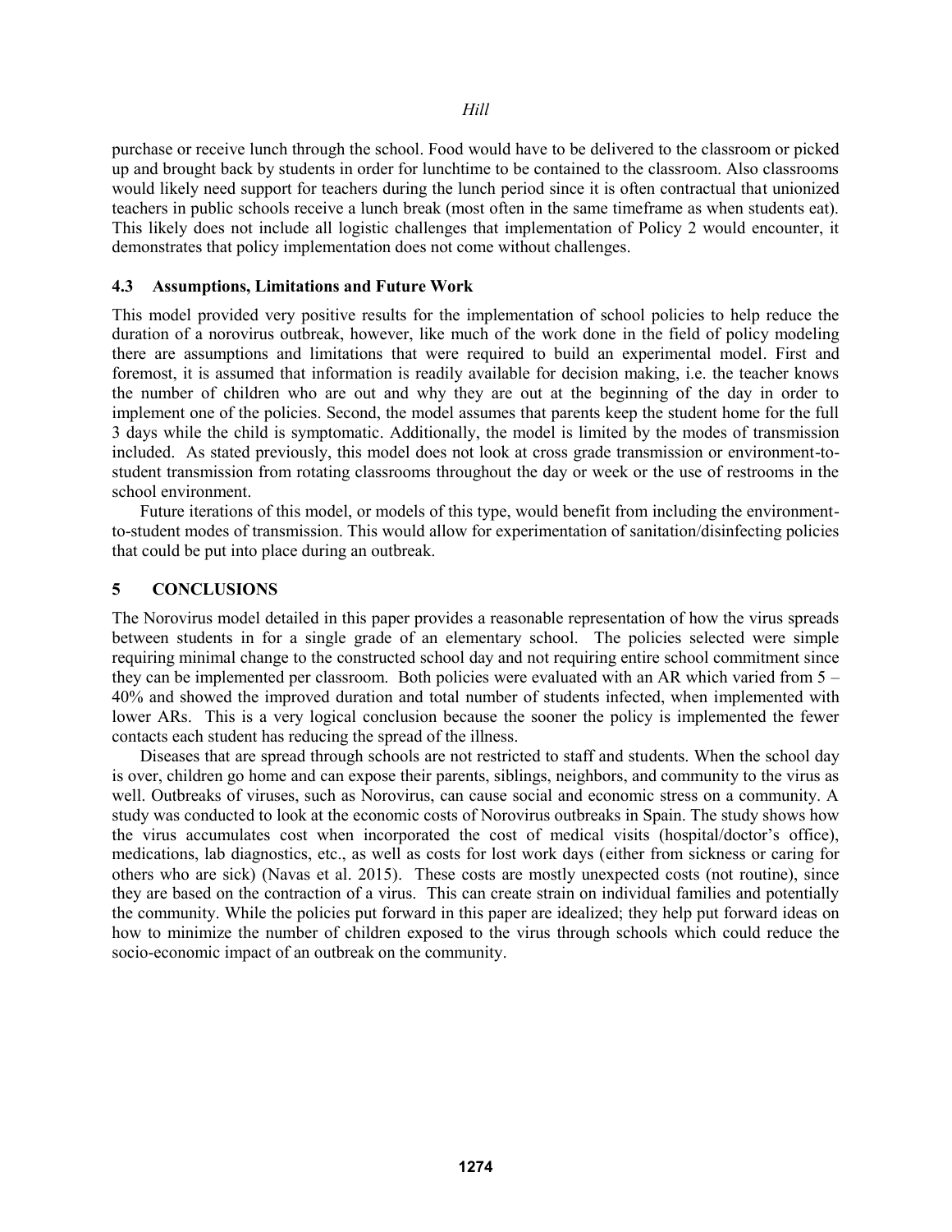purchase or receive lunch through the school. Food would have to be delivered to the classroom or picked up and brought back by students in order for lunchtime to be contained to the classroom. Also classrooms would likely need support for teachers during the lunch period since it is often contractual that unionized teachers in public schools receive a lunch break (most often in the same timeframe as when students eat). This likely does not include all logistic challenges that implementation of Policy 2 would encounter, it demonstrates that policy implementation does not come without challenges.

### 4.3 Assumptions, Limitations and Future Work

This model provided very positive results for the implementation of school policies to help reduce the duration of a norovirus outbreak, however, like much of the work done in the field of policy modeling there are assumptions and limitations that were required to build an experimental model. First and foremost, it is assumed that information is readily available for decision making, i.e. the teacher knows the number of children who are out and why they are out at the beginning of the day in order to implement one of the policies. Second, the model assumes that parents keep the student home for the full 3 days while the child is symptomatic. Additionally, the model is limited by the modes of transmission included. As stated previously, this model does not look at cross grade transmission or environment-to-student transmission from rotating classrooms throughout the day or week or the use of restrooms in the school environment.

Future iterations of this model, or models of this type, would benefit from including the environment-to-student modes of transmission. This would allow for experimentation of sanitation/disinfecting policies that could be put into place during an outbreak.

## 5 CONCLUSIONS

The Norovirus model detailed in this paper provides a reasonable representation of how the virus spreads between students in for a single grade of an elementary school. The policies selected were simple requiring minimal change to the constructed school day and not requiring entire school commitment since they can be implemented per classroom. Both policies were evaluated with an AR which varied from 5 – 40% and showed the improved duration and total number of students infected, when implemented with lower ARs. This is a very logical conclusion because the sooner the policy is implemented the fewer contacts each student has reducing the spread of the illness.

Diseases that are spread through schools are not restricted to staff and students. When the school day is over, children go home and can expose their parents, siblings, neighbors, and community to the virus as well. Outbreaks of viruses, such as Norovirus, can cause social and economic stress on a community. A study was conducted to look at the economic costs of Norovirus outbreaks in Spain. The study shows how the virus accumulates cost when incorporated the cost of medical visits (hospital/doctor's office), medications, lab diagnostics, etc., as well as costs for lost work days (either from sickness or caring for others who are sick) (Navas et al. 2015). These costs are mostly unexpected costs (not routine), since they are based on the contraction of a virus. This can create strain on individual families and potentially the community. While the policies put forward in this paper are idealized; they help put forward ideas on how to minimize the number of children exposed to the virus through schools which could reduce the socio-economic impact of an outbreak on the community.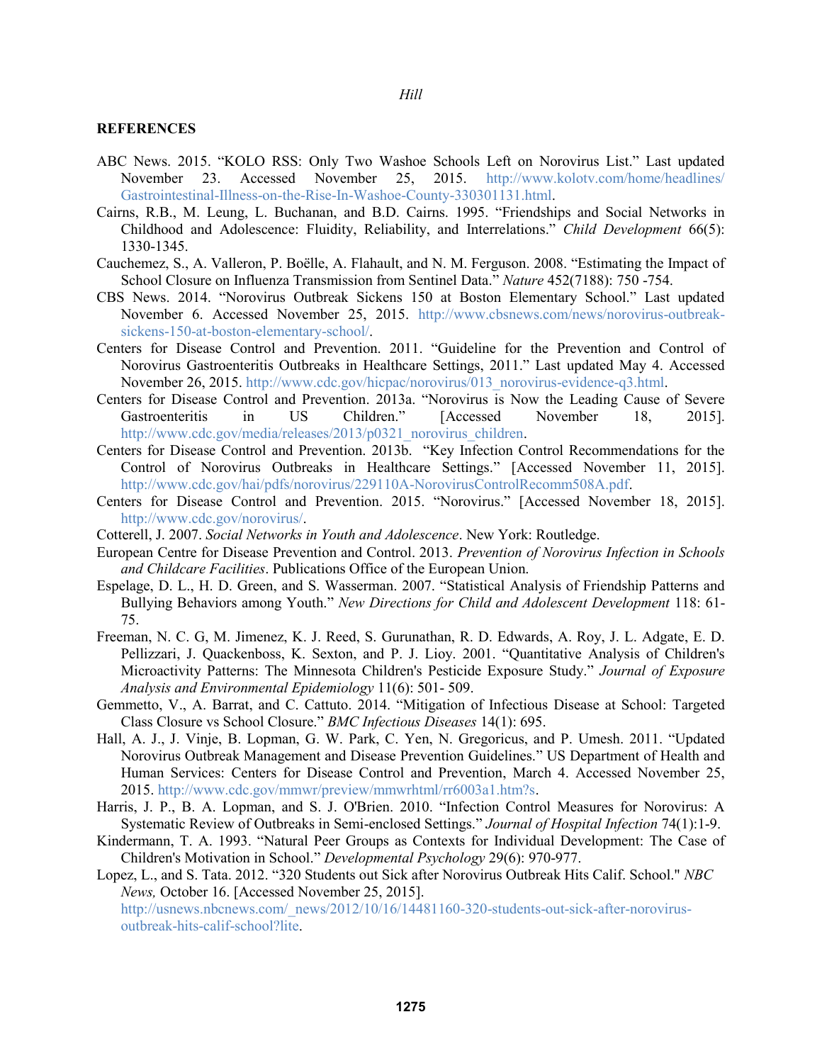## REFERENCES

ABC News. 2015. "KOLO RSS: Only Two Washoe Schools Left on Norovirus List." Last updated November 23. Accessed November 25, 2015. http://www.kolotv.com/home/headlines/Gastrointestinal-Illness-on-the-Rise-In-Washoe-County-330301131.html.

Cairns, R.B., M. Leung, L. Buchanan, and B.D. Cairns. 1995. "Friendships and Social Networks in Childhood and Adolescence: Fluidity, Reliability, and Interrelations." *Child Development* 66(5): 1330-1345.

Cauchemez, S., A. Valleron, P. Boëlle, A. Flahault, and N. M. Ferguson. 2008. "Estimating the Impact of School Closure on Influenza Transmission from Sentinel Data." *Nature* 452(7188): 750 -754.

CBS News. 2014. "Norovirus Outbreak Sickens 150 at Boston Elementary School." Last updated November 6. Accessed November 25, 2015. http://www.cbsnews.com/news/norovirus-outbreak-sickens-150-at-boston-elementary-school/.

Centers for Disease Control and Prevention. 2011. "Guideline for the Prevention and Control of Norovirus Gastroenteritis Outbreaks in Healthcare Settings, 2011." Last updated May 4. Accessed November 26, 2015. http://www.cdc.gov/hicpac/norovirus/013_norovirus-evidence-q3.html.

Centers for Disease Control and Prevention. 2013a. "Norovirus is Now the Leading Cause of Severe Gastroenteritis in US Children." [Accessed November 18, 2015]. http://www.cdc.gov/media/releases/2013/p0321_norovirus_children.

Centers for Disease Control and Prevention. 2013b. "Key Infection Control Recommendations for the Control of Norovirus Outbreaks in Healthcare Settings." [Accessed November 11, 2015]. http://www.cdc.gov/hai/pdfs/norovirus/229110A-NorovirusControlRecomm508A.pdf.

Centers for Disease Control and Prevention. 2015. "Norovirus." [Accessed November 18, 2015]. http://www.cdc.gov/norovirus/.

Cotterell, J. 2007. *Social Networks in Youth and Adolescence*. New York: Routledge.

European Centre for Disease Prevention and Control. 2013. *Prevention of Norovirus Infection in Schools and Childcare Facilities*. Publications Office of the European Union.

Espelage, D. L., H. D. Green, and S. Wasserman. 2007. "Statistical Analysis of Friendship Patterns and Bullying Behaviors among Youth." *New Directions for Child and Adolescent Development* 118: 61-75.

Freeman, N. C. G, M. Jimenez, K. J. Reed, S. Gurunathan, R. D. Edwards, A. Roy, J. L. Adgate, E. D. Pellizzari, J. Quackenboss, K. Sexton, and P. J. Lioy. 2001. "Quantitative Analysis of Children's Microactivity Patterns: The Minnesota Children's Pesticide Exposure Study." *Journal of Exposure Analysis and Environmental Epidemiology* 11(6): 501- 509.

Gemmetto, V., A. Barrat, and C. Cattuto. 2014. "Mitigation of Infectious Disease at School: Targeted Class Closure vs School Closure." *BMC Infectious Diseases* 14(1): 695.

Hall, A. J., J. Vinje, B. Lopman, G. W. Park, C. Yen, N. Gregoricus, and P. Umesh. 2011. "Updated Norovirus Outbreak Management and Disease Prevention Guidelines." US Department of Health and Human Services: Centers for Disease Control and Prevention, March 4. Accessed November 25, 2015. http://www.cdc.gov/mmwr/preview/mmwrhtml/rr6003a1.htm?s.

Harris, J. P., B. A. Lopman, and S. J. O'Brien. 2010. "Infection Control Measures for Norovirus: A Systematic Review of Outbreaks in Semi-enclosed Settings." *Journal of Hospital Infection* 74(1):1-9.

Kindermann, T. A. 1993. "Natural Peer Groups as Contexts for Individual Development: The Case of Children's Motivation in School." *Developmental Psychology* 29(6): 970-977.

Lopez, L., and S. Tata. 2012. "320 Students out Sick after Norovirus Outbreak Hits Calif. School." *NBC News,* October 16. [Accessed November 25, 2015]. http://usnews.nbcnews.com/_news/2012/10/16/14481160-320-students-out-sick-after-norovirus-outbreak-hits-calif-school?lite.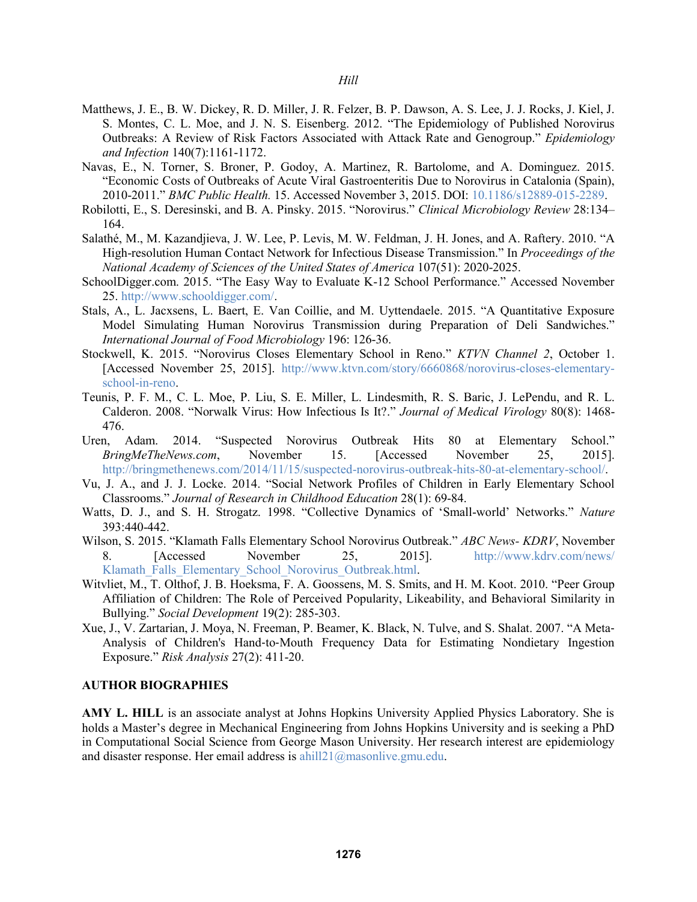Matthews, J. E., B. W. Dickey, R. D. Miller, J. R. Felzer, B. P. Dawson, A. S. Lee, J. J. Rocks, J. Kiel, J. S. Montes, C. L. Moe, and J. N. S. Eisenberg. 2012. "The Epidemiology of Published Norovirus Outbreaks: A Review of Risk Factors Associated with Attack Rate and Genogroup." *Epidemiology and Infection* 140(7):1161-1172.

Navas, E., N. Torner, S. Broner, P. Godoy, A. Martinez, R. Bartolome, and A. Dominguez. 2015. "Economic Costs of Outbreaks of Acute Viral Gastroenteritis Due to Norovirus in Catalonia (Spain), 2010-2011." *BMC Public Health.* 15. Accessed November 3, 2015. DOI: 10.1186/s12889-015-2289.

Robilotti, E., S. Deresinski, and B. A. Pinsky. 2015. "Norovirus." *Clinical Microbiology Review* 28:134–164.

Salathé, M., M. Kazandjieva, J. W. Lee, P. Levis, M. W. Feldman, J. H. Jones, and A. Raftery. 2010. "A High-resolution Human Contact Network for Infectious Disease Transmission." In *Proceedings of the National Academy of Sciences of the United States of America* 107(51): 2020-2025.

SchoolDigger.com. 2015. "The Easy Way to Evaluate K-12 School Performance." Accessed November 25. http://www.schooldigger.com/.

Stals, A., L. Jacxsens, L. Baert, E. Van Coillie, and M. Uyttendaele. 2015. "A Quantitative Exposure Model Simulating Human Norovirus Transmission during Preparation of Deli Sandwiches." *International Journal of Food Microbiology* 196: 126-36.

Stockwell, K. 2015. "Norovirus Closes Elementary School in Reno." *KTVN Channel 2*, October 1. [Accessed November 25, 2015]. http://www.ktvn.com/story/6660868/norovirus-closes-elementary-school-in-reno.

Teunis, P. F. M., C. L. Moe, P. Liu, S. E. Miller, L. Lindesmith, R. S. Baric, J. LePendu, and R. L. Calderon. 2008. "Norwalk Virus: How Infectious Is It?." *Journal of Medical Virology* 80(8): 1468-476.

Uren, Adam. 2014. "Suspected Norovirus Outbreak Hits 80 at Elementary School." *BringMeTheNews.com*, November 15. [Accessed November 25, 2015]. http://bringmethenews.com/2014/11/15/suspected-norovirus-outbreak-hits-80-at-elementary-school/.

Vu, J. A., and J. J. Locke. 2014. "Social Network Profiles of Children in Early Elementary School Classrooms." *Journal of Research in Childhood Education* 28(1): 69-84.

Watts, D. J., and S. H. Strogatz. 1998. "Collective Dynamics of 'Small-world' Networks." *Nature* 393:440-442.

Wilson, S. 2015. "Klamath Falls Elementary School Norovirus Outbreak." *ABC News- KDRV*, November 8. [Accessed November 25, 2015]. http://www.kdrv.com/news/Klamath_Falls_Elementary_School_Norovirus_Outbreak.html.

Witvliet, M., T. Olthof, J. B. Hoeksma, F. A. Goossens, M. S. Smits, and H. M. Koot. 2010. "Peer Group Affiliation of Children: The Role of Perceived Popularity, Likeability, and Behavioral Similarity in Bullying." *Social Development* 19(2): 285-303.

Xue, J., V. Zartarian, J. Moya, N. Freeman, P. Beamer, K. Black, N. Tulve, and S. Shalat. 2007. "A Meta-Analysis of Children's Hand-to-Mouth Frequency Data for Estimating Nondietary Ingestion Exposure." *Risk Analysis* 27(2): 411-20.

## AUTHOR BIOGRAPHIES

**AMY L. HILL** is an associate analyst at Johns Hopkins University Applied Physics Laboratory. She is holds a Master's degree in Mechanical Engineering from Johns Hopkins University and is seeking a PhD in Computational Social Science from George Mason University. Her research interest are epidemiology and disaster response. Her email address is ahill21@masonlive.gmu.edu.